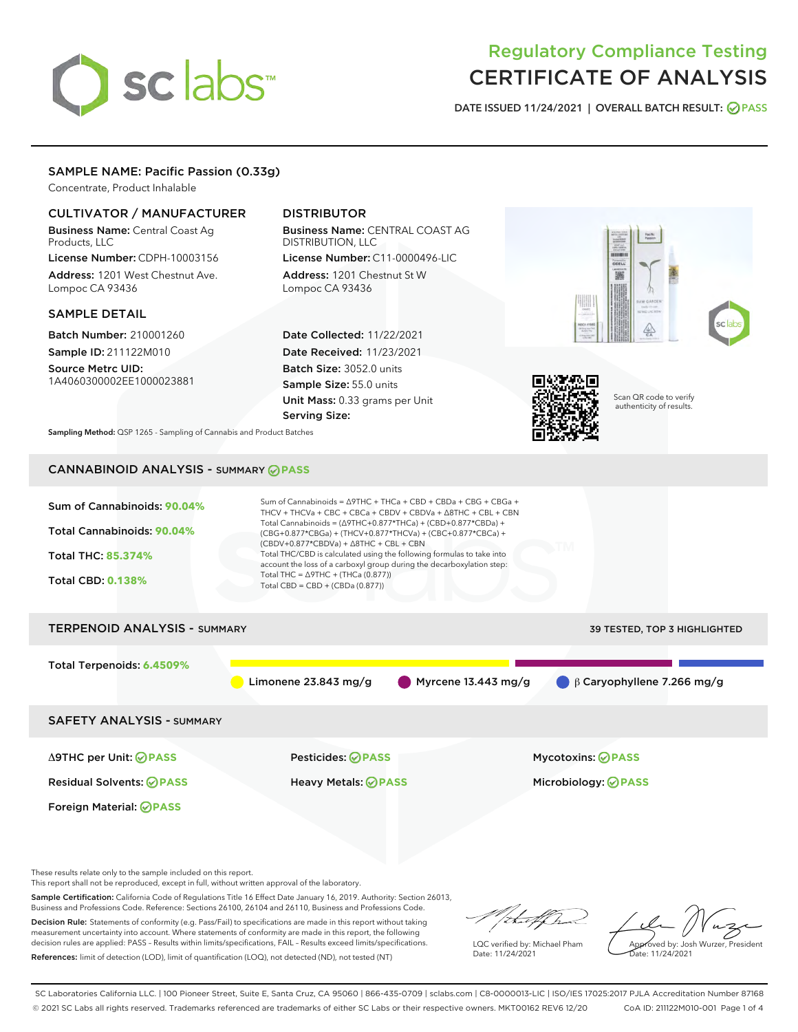# Regulatory Compliance Testing
# CERTIFICATE OF ANALYSIS

**DATE ISSUED** 11/24/2021 | **OVERALL BATCH RESULT:** PASS

## SAMPLE NAME: Pacific Passion (0.33g)

Concentrate, Product Inhalable

### CULTIVATOR / MANUFACTURER

**Business Name:** Central Coast Ag Products, LLC

**License Number:** CDPH-10003156

**Address:** 1201 West Chestnut Ave. Lompoc CA 93436

### DISTRIBUTOR

**Business Name:** CENTRAL COAST AG DISTRIBUTION, LLC

**License Number:** C11-0000496-LIC

**Address:** 1201 Chestnut St W Lompoc CA 93436

### SAMPLE DETAIL

**Batch Number:** 210001260

**Sample ID:** 211122M010

**Source Metrc UID:** 1A4060300002EE1000023881

**Date Collected:** 11/22/2021

**Date Received:** 11/23/2021

**Batch Size:** 3052.0 units

**Sample Size:** 55.0 units

**Unit Mass:** 0.33 grams per Unit

**Serving Size:**

Scan QR code to verify authenticity of results.

**Sampling Method:** QSP 1265 - Sampling of Cannabis and Product Batches

## CANNABINOID ANALYSIS - SUMMARY PASS

**Sum of Cannabinoids:** 90.04%

**Total Cannabinoids:** 90.04%

**Total THC:** 85.374%

**Total CBD:** 0.138%

Sum of Cannabinoids = Δ9THC + THCa + CBD + CBDa + CBG + CBGa + THCV + THCVa + CBC + CBCa + CBDV + CBDVa + Δ8THC + CBL + CBN

Total Cannabinoids = (Δ9THC+0.877*THCa) + (CBD+0.877*CBDa) + (CBG+0.877*CBGa) + (THCV+0.877*THCVa) + (CBC+0.877*CBCa) + (CBDV+0.877*CBDVa) + Δ8THC + CBL + CBN

Total THC/CBD is calculated using the following formulas to take into account the loss of a carboxyl group during the decarboxylation step:

Total THC = Δ9THC + (THCa (0.877))

Total CBD = CBD + (CBDa (0.877))

## TERPENOID ANALYSIS - SUMMARY

39 TESTED, TOP 3 HIGHLIGHTED

**Total Terpenoids:** 6.4509%

Limonene 23.843 mg/g | Myrcene 13.443 mg/g | β Caryophyllene 7.266 mg/g

## SAFETY ANALYSIS - SUMMARY

| | | |
|---|---|---|
| Δ9THC per Unit: PASS | Pesticides: PASS | Mycotoxins: PASS |
| Residual Solvents: PASS | Heavy Metals: PASS | Microbiology: PASS |
| Foreign Material: PASS | | |

These results relate only to the sample included on this report.
This report shall not be reproduced, except in full, without written approval of the laboratory.

**Sample Certification:** California Code of Regulations Title 16 Effect Date January 16, 2019. Authority: Section 26013, Business and Professions Code. Reference: Sections 26100, 26104 and 26110, Business and Professions Code.

**Decision Rule:** Statements of conformity (e.g. Pass/Fail) to specifications are made in this report without taking measurement uncertainty into account. Where statements of conformity are made in this report, the following decision rules are applied: PASS – Results within limits/specifications, FAIL – Results exceed limits/specifications.

**References:** limit of detection (LOD), limit of quantification (LOQ), not detected (ND), not tested (NT)

LQC verified by: Michael Pham
Date: 11/24/2021

Approved by: Josh Wurzer, President
Date: 11/24/2021

SC Laboratories California LLC. | 100 Pioneer Street, Suite E, Santa Cruz, CA 95060 | 866-435-0709 | sclabs.com | C8-0000013-LIC | ISO/IES 17025:2017 PJLA Accreditation Number 87168
© 2021 SC Labs all rights reserved. Trademarks referenced are trademarks of either SC Labs or their respective owners. MKT00162 REV6 12/20 CoA ID: 211122M010-001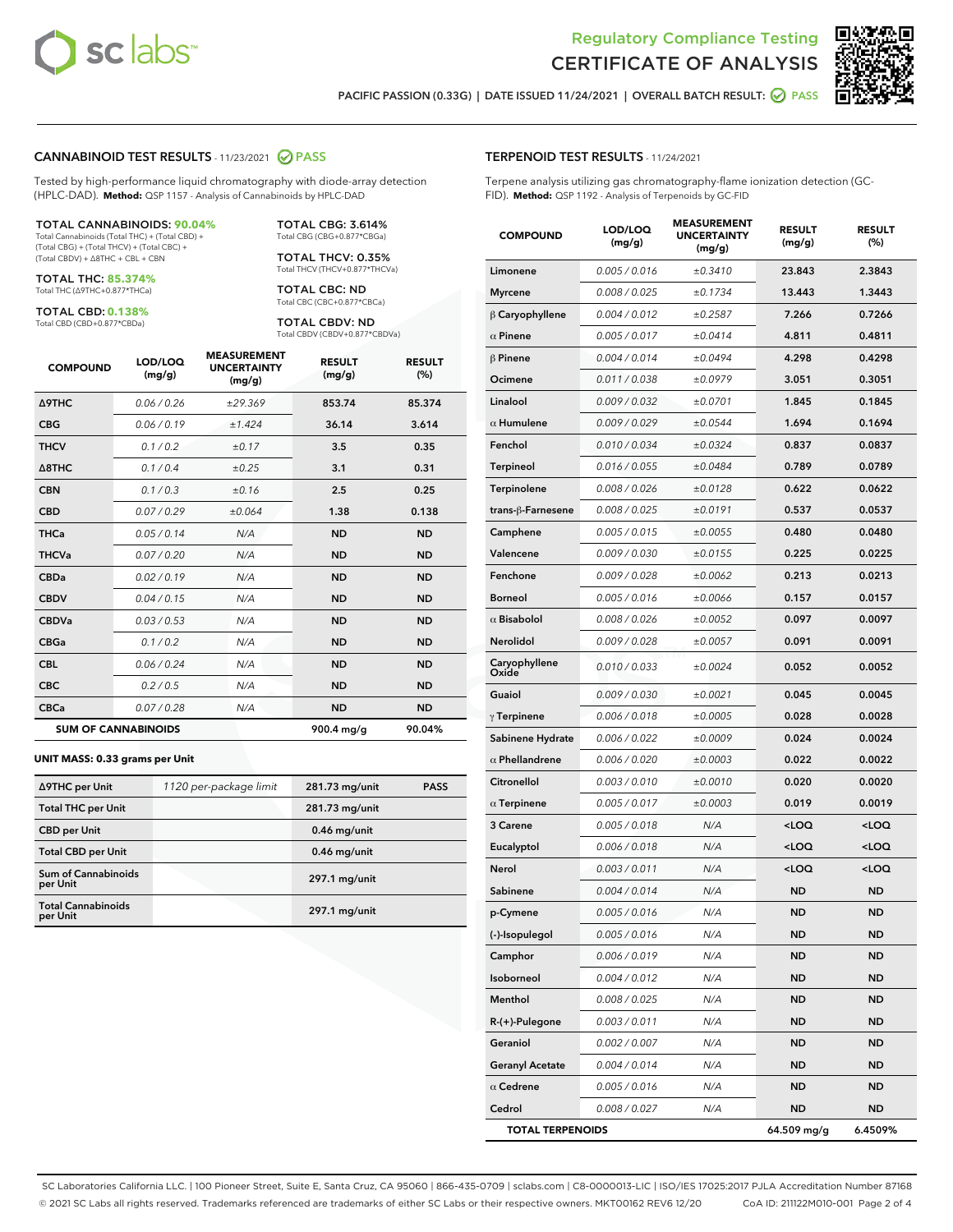# Regulatory Compliance Testing
# CERTIFICATE OF ANALYSIS

PACIFIC PASSION (0.33G) | DATE ISSUED 11/24/2021 | OVERALL BATCH RESULT: PASS

## CANNABINOID TEST RESULTS - 11/23/2021 PASS

Tested by high-performance liquid chromatography with diode-array detection (HPLC-DAD). **Method:** QSP 1157 - Analysis of Cannabinoids by HPLC-DAD

**TOTAL CANNABINOIDS: 90.04%**
Total Cannabinoids (Total THC) + (Total CBD) + (Total CBG) + (Total THCV) + (Total CBC) + (Total CBDV) + Δ8THC + CBL + CBN

**TOTAL THC: 85.374%**
Total THC (Δ9THC+0.877*THCa)

**TOTAL CBD: 0.138%**
Total CBD (CBD+0.877*CBDa)

**TOTAL CBG: 3.614%**
Total CBG (CBG+0.877*CBGa)

**TOTAL THCV: 0.35%**
Total THCV (THCV+0.877*THCVa)

**TOTAL CBC: ND**
Total CBC (CBC+0.877*CBCa)

**TOTAL CBDV: ND**
Total CBDV (CBDV+0.877*CBDVa)

| COMPOUND | LOD/LOQ (mg/g) | MEASUREMENT UNCERTAINTY (mg/g) | RESULT (mg/g) | RESULT (%) |
|---|---|---|---|---|
| Δ9THC | 0.06 / 0.26 | ±29.369 | 853.74 | 85.374 |
| CBG | 0.06 / 0.19 | ±1.424 | 36.14 | 3.614 |
| THCV | 0.1 / 0.2 | ±0.17 | 3.5 | 0.35 |
| Δ8THC | 0.1 / 0.4 | ±0.25 | 3.1 | 0.31 |
| CBN | 0.1 / 0.3 | ±0.16 | 2.5 | 0.25 |
| CBD | 0.07 / 0.29 | ±0.064 | 1.38 | 0.138 |
| THCa | 0.05 / 0.14 | N/A | ND | ND |
| THCVa | 0.07 / 0.20 | N/A | ND | ND |
| CBDa | 0.02 / 0.19 | N/A | ND | ND |
| CBDV | 0.04 / 0.15 | N/A | ND | ND |
| CBDVa | 0.03 / 0.53 | N/A | ND | ND |
| CBGa | 0.1 / 0.2 | N/A | ND | ND |
| CBL | 0.06 / 0.24 | N/A | ND | ND |
| CBC | 0.2 / 0.5 | N/A | ND | ND |
| CBCa | 0.07 / 0.28 | N/A | ND | ND |
| **SUM OF CANNABINOIDS** | | | **900.4 mg/g** | **90.04%** |

**UNIT MASS: 0.33 grams per Unit**

| | | | |
|---|---|---|---|
| Δ9THC per Unit | 1120 per-package limit | 281.73 mg/unit | PASS |
| Total THC per Unit | | 281.73 mg/unit | |
| CBD per Unit | | 0.46 mg/unit | |
| Total CBD per Unit | | 0.46 mg/unit | |
| Sum of Cannabinoids per Unit | | 297.1 mg/unit | |
| Total Cannabinoids per Unit | | 297.1 mg/unit | |

## TERPENOID TEST RESULTS - 11/24/2021

Terpene analysis utilizing gas chromatography-flame ionization detection (GC-FID). **Method:** QSP 1192 - Analysis of Terpenoids by GC-FID

| COMPOUND | LOD/LOQ (mg/g) | MEASUREMENT UNCERTAINTY (mg/g) | RESULT (mg/g) | RESULT (%) |
|---|---|---|---|---|
| Limonene | 0.005 / 0.016 | ±0.3410 | 23.843 | 2.3843 |
| Myrcene | 0.008 / 0.025 | ±0.1734 | 13.443 | 1.3443 |
| β Caryophyllene | 0.004 / 0.012 | ±0.2587 | 7.266 | 0.7266 |
| α Pinene | 0.005 / 0.017 | ±0.0414 | 4.811 | 0.4811 |
| β Pinene | 0.004 / 0.014 | ±0.0494 | 4.298 | 0.4298 |
| Ocimene | 0.011 / 0.038 | ±0.0979 | 3.051 | 0.3051 |
| Linalool | 0.009 / 0.032 | ±0.0701 | 1.845 | 0.1845 |
| α Humulene | 0.009 / 0.029 | ±0.0544 | 1.694 | 0.1694 |
| Fenchol | 0.010 / 0.034 | ±0.0324 | 0.837 | 0.0837 |
| Terpineol | 0.016 / 0.055 | ±0.0484 | 0.789 | 0.0789 |
| Terpinolene | 0.008 / 0.026 | ±0.0128 | 0.622 | 0.0622 |
| trans-β-Farnesene | 0.008 / 0.025 | ±0.0191 | 0.537 | 0.0537 |
| Camphene | 0.005 / 0.015 | ±0.0055 | 0.480 | 0.0480 |
| Valencene | 0.009 / 0.030 | ±0.0155 | 0.225 | 0.0225 |
| Fenchone | 0.009 / 0.028 | ±0.0062 | 0.213 | 0.0213 |
| Borneol | 0.005 / 0.016 | ±0.0066 | 0.157 | 0.0157 |
| α Bisabolol | 0.008 / 0.026 | ±0.0052 | 0.097 | 0.0097 |
| Nerolidol | 0.009 / 0.028 | ±0.0057 | 0.091 | 0.0091 |
| Caryophyllene Oxide | 0.010 / 0.033 | ±0.0024 | 0.052 | 0.0052 |
| Guaiol | 0.009 / 0.030 | ±0.0021 | 0.045 | 0.0045 |
| γ Terpinene | 0.006 / 0.018 | ±0.0005 | 0.028 | 0.0028 |
| Sabinene Hydrate | 0.006 / 0.022 | ±0.0009 | 0.024 | 0.0024 |
| α Phellandrene | 0.006 / 0.020 | ±0.0003 | 0.022 | 0.0022 |
| Citronellol | 0.003 / 0.010 | ±0.0010 | 0.020 | 0.0020 |
| α Terpinene | 0.005 / 0.017 | ±0.0003 | 0.019 | 0.0019 |
| 3 Carene | 0.005 / 0.018 | N/A | <LOQ | <LOQ |
| Eucalyptol | 0.006 / 0.018 | N/A | <LOQ | <LOQ |
| Nerol | 0.003 / 0.011 | N/A | <LOQ | <LOQ |
| Sabinene | 0.004 / 0.014 | N/A | ND | ND |
| p-Cymene | 0.005 / 0.016 | N/A | ND | ND |
| (-)-Isopulegol | 0.005 / 0.016 | N/A | ND | ND |
| Camphor | 0.006 / 0.019 | N/A | ND | ND |
| Isoborneol | 0.004 / 0.012 | N/A | ND | ND |
| Menthol | 0.008 / 0.025 | N/A | ND | ND |
| R-(+)-Pulegone | 0.003 / 0.011 | N/A | ND | ND |
| Geraniol | 0.002 / 0.007 | N/A | ND | ND |
| Geranyl Acetate | 0.004 / 0.014 | N/A | ND | ND |
| α Cedrene | 0.005 / 0.016 | N/A | ND | ND |
| Cedrol | 0.008 / 0.027 | N/A | ND | ND |
| **TOTAL TERPENOIDS** | | | **64.509 mg/g** | **6.4509%** |

SC Laboratories California LLC. | 100 Pioneer Street, Suite E, Santa Cruz, CA 95060 | 866-435-0709 | sclabs.com | C8-0000013-LIC | ISO/IES 17025:2017 PJLA Accreditation Number 87168
© 2021 SC Labs all rights reserved. Trademarks referenced are trademarks of either SC Labs or their respective owners. MKT00162 REV6 12/20 CoA ID: 211122M010-001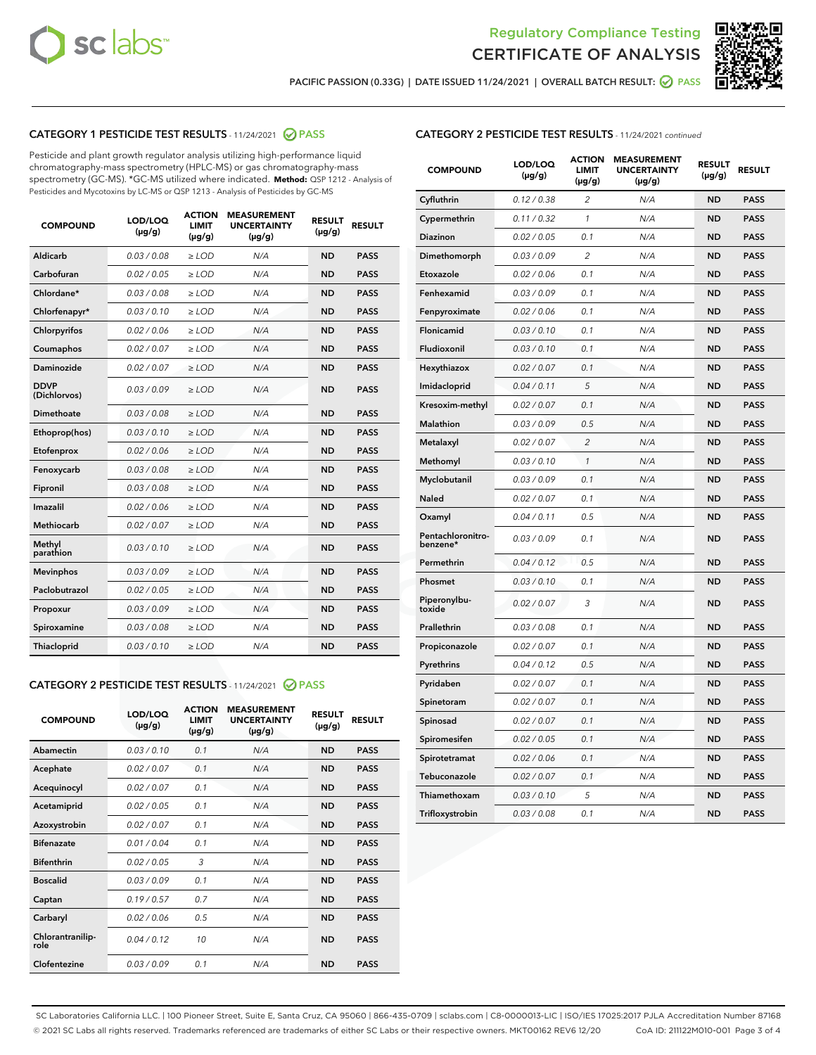PACIFIC PASSION (0.33G) | DATE ISSUED 11/24/2021 | OVERALL BATCH RESULT: PASS

## CATEGORY 1 PESTICIDE TEST RESULTS - 11/24/2021 PASS

Pesticide and plant growth regulator analysis utilizing high-performance liquid chromatography-mass spectrometry (HPLC-MS) or gas chromatography-mass spectrometry (GC-MS). *GC-MS utilized where indicated. **Method:** QSP 1212 - Analysis of Pesticides and Mycotoxins by LC-MS or QSP 1213 - Analysis of Pesticides by GC-MS

| COMPOUND | LOD/LOQ (µg/g) | ACTION LIMIT (µg/g) | MEASUREMENT UNCERTAINTY (µg/g) | RESULT (µg/g) | RESULT |
|---|---|---|---|---|---|
| Aldicarb | 0.03 / 0.08 | ≥ LOD | N/A | ND | PASS |
| Carbofuran | 0.02 / 0.05 | ≥ LOD | N/A | ND | PASS |
| Chlordane* | 0.03 / 0.08 | ≥ LOD | N/A | ND | PASS |
| Chlorfenapyr* | 0.03 / 0.10 | ≥ LOD | N/A | ND | PASS |
| Chlorpyrifos | 0.02 / 0.06 | ≥ LOD | N/A | ND | PASS |
| Coumaphos | 0.02 / 0.07 | ≥ LOD | N/A | ND | PASS |
| Daminozide | 0.02 / 0.07 | ≥ LOD | N/A | ND | PASS |
| DDVP (Dichlorvos) | 0.03 / 0.09 | ≥ LOD | N/A | ND | PASS |
| Dimethoate | 0.03 / 0.08 | ≥ LOD | N/A | ND | PASS |
| Ethoprop(hos) | 0.03 / 0.10 | ≥ LOD | N/A | ND | PASS |
| Etofenprox | 0.02 / 0.06 | ≥ LOD | N/A | ND | PASS |
| Fenoxycarb | 0.03 / 0.08 | ≥ LOD | N/A | ND | PASS |
| Fipronil | 0.03 / 0.08 | ≥ LOD | N/A | ND | PASS |
| Imazalil | 0.02 / 0.06 | ≥ LOD | N/A | ND | PASS |
| Methiocarb | 0.02 / 0.07 | ≥ LOD | N/A | ND | PASS |
| Methyl parathion | 0.03 / 0.10 | ≥ LOD | N/A | ND | PASS |
| Mevinphos | 0.03 / 0.09 | ≥ LOD | N/A | ND | PASS |
| Paclobutrazol | 0.02 / 0.05 | ≥ LOD | N/A | ND | PASS |
| Propoxur | 0.03 / 0.09 | ≥ LOD | N/A | ND | PASS |
| Spiroxamine | 0.03 / 0.08 | ≥ LOD | N/A | ND | PASS |
| Thiacloprid | 0.03 / 0.10 | ≥ LOD | N/A | ND | PASS |

## CATEGORY 2 PESTICIDE TEST RESULTS - 11/24/2021 PASS

| COMPOUND | LOD/LOQ (µg/g) | ACTION LIMIT (µg/g) | MEASUREMENT UNCERTAINTY (µg/g) | RESULT (µg/g) | RESULT |
|---|---|---|---|---|---|
| Abamectin | 0.03 / 0.10 | 0.1 | N/A | ND | PASS |
| Acephate | 0.02 / 0.07 | 0.1 | N/A | ND | PASS |
| Acequinocyl | 0.02 / 0.07 | 0.1 | N/A | ND | PASS |
| Acetamiprid | 0.02 / 0.05 | 0.1 | N/A | ND | PASS |
| Azoxystrobin | 0.02 / 0.07 | 0.1 | N/A | ND | PASS |
| Bifenazate | 0.01 / 0.04 | 0.1 | N/A | ND | PASS |
| Bifenthrin | 0.02 / 0.05 | 3 | N/A | ND | PASS |
| Boscalid | 0.03 / 0.09 | 0.1 | N/A | ND | PASS |
| Captan | 0.19 / 0.57 | 0.7 | N/A | ND | PASS |
| Carbaryl | 0.02 / 0.06 | 0.5 | N/A | ND | PASS |
| Chlorantraniliprole | 0.04 / 0.12 | 10 | N/A | ND | PASS |
| Clofentezine | 0.03 / 0.09 | 0.1 | N/A | ND | PASS |
| Cyfluthrin | 0.12 / 0.38 | 2 | N/A | ND | PASS |
| Cypermethrin | 0.11 / 0.32 | 1 | N/A | ND | PASS |
| Diazinon | 0.02 / 0.05 | 0.1 | N/A | ND | PASS |
| Dimethomorph | 0.03 / 0.09 | 2 | N/A | ND | PASS |
| Etoxazole | 0.02 / 0.06 | 0.1 | N/A | ND | PASS |
| Fenhexamid | 0.03 / 0.09 | 0.1 | N/A | ND | PASS |
| Fenpyroximate | 0.02 / 0.06 | 0.1 | N/A | ND | PASS |
| Flonicamid | 0.03 / 0.10 | 0.1 | N/A | ND | PASS |
| Fludioxonil | 0.03 / 0.10 | 0.1 | N/A | ND | PASS |
| Hexythiazox | 0.02 / 0.07 | 0.1 | N/A | ND | PASS |
| Imidacloprid | 0.04 / 0.11 | 5 | N/A | ND | PASS |
| Kresoxim-methyl | 0.02 / 0.07 | 0.1 | N/A | ND | PASS |
| Malathion | 0.03 / 0.09 | 0.5 | N/A | ND | PASS |
| Metalaxyl | 0.02 / 0.07 | 2 | N/A | ND | PASS |
| Methomyl | 0.03 / 0.10 | 1 | N/A | ND | PASS |
| Myclobutanil | 0.03 / 0.09 | 0.1 | N/A | ND | PASS |
| Naled | 0.02 / 0.07 | 0.1 | N/A | ND | PASS |
| Oxamyl | 0.04 / 0.11 | 0.5 | N/A | ND | PASS |
| Pentachloronitrobenzene* | 0.03 / 0.09 | 0.1 | N/A | ND | PASS |
| Permethrin | 0.04 / 0.12 | 0.5 | N/A | ND | PASS |
| Phosmet | 0.03 / 0.10 | 0.1 | N/A | ND | PASS |
| Piperonylbutoxide | 0.02 / 0.07 | 3 | N/A | ND | PASS |
| Prallethrin | 0.03 / 0.08 | 0.1 | N/A | ND | PASS |
| Propiconazole | 0.02 / 0.07 | 0.1 | N/A | ND | PASS |
| Pyrethrins | 0.04 / 0.12 | 0.5 | N/A | ND | PASS |
| Pyridaben | 0.02 / 0.07 | 0.1 | N/A | ND | PASS |
| Spinetoram | 0.02 / 0.07 | 0.1 | N/A | ND | PASS |
| Spinosad | 0.02 / 0.07 | 0.1 | N/A | ND | PASS |
| Spiromesifen | 0.02 / 0.05 | 0.1 | N/A | ND | PASS |
| Spirotetramat | 0.02 / 0.06 | 0.1 | N/A | ND | PASS |
| Tebuconazole | 0.02 / 0.07 | 0.1 | N/A | ND | PASS |
| Thiamethoxam | 0.03 / 0.10 | 5 | N/A | ND | PASS |
| Trifloxystrobin | 0.03 / 0.08 | 0.1 | N/A | ND | PASS |

SC Laboratories California LLC. | 100 Pioneer Street, Suite E, Santa Cruz, CA 95060 | 866-435-0709 | sclabs.com | C8-0000013-LIC | ISO/IES 17025:2017 PJLA Accreditation Number 87168
© 2021 SC Labs all rights reserved. Trademarks referenced are trademarks of either SC Labs or their respective owners. MKT00162 REV6 12/20 CoA ID: 211122M010-001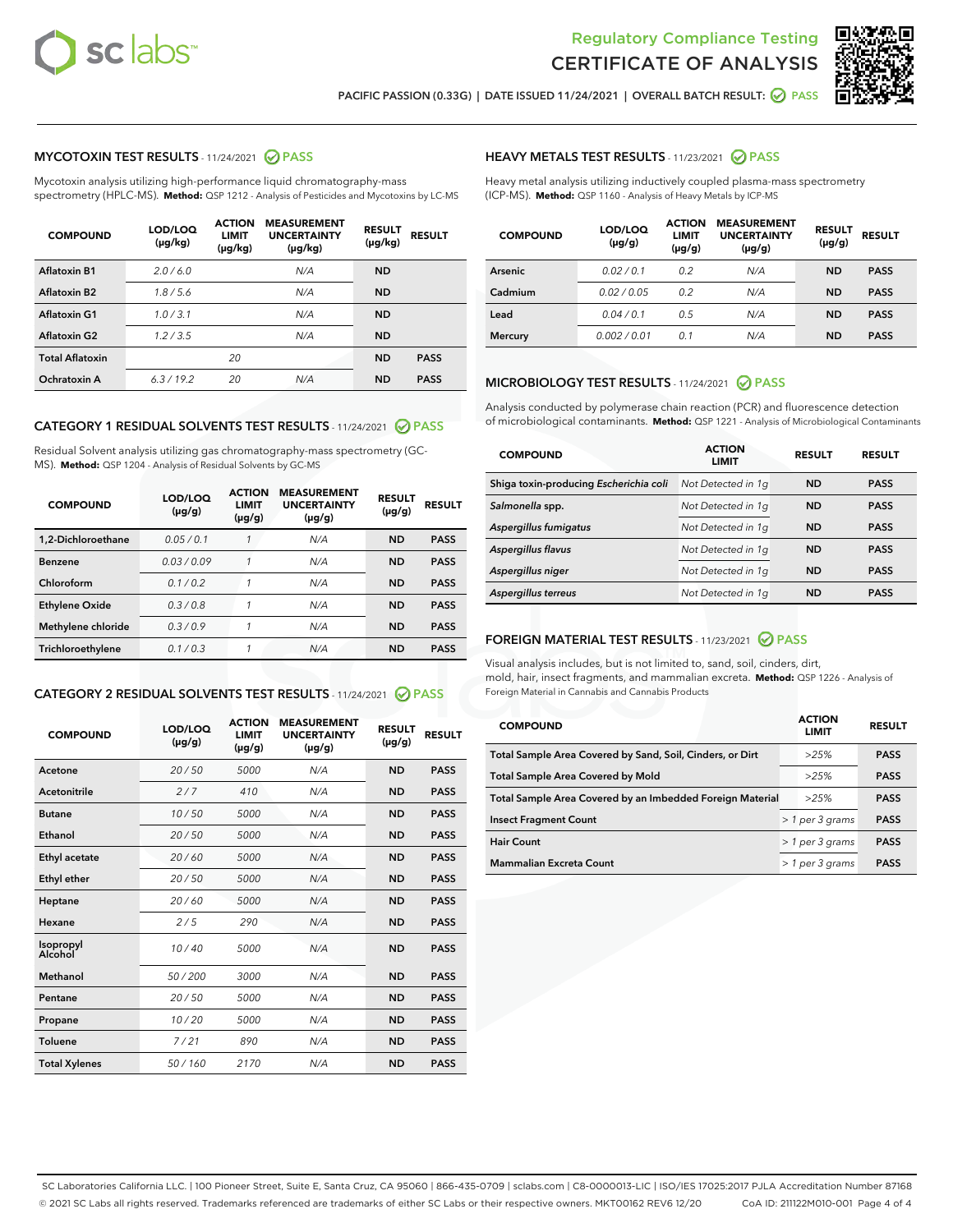Regulatory Compliance Testing
CERTIFICATE OF ANALYSIS

PACIFIC PASSION (0.33G) | DATE ISSUED 11/24/2021 | OVERALL BATCH RESULT: PASS

## MYCOTOXIN TEST RESULTS - 11/24/2021 PASS

Mycotoxin analysis utilizing high-performance liquid chromatography-mass spectrometry (HPLC-MS). **Method:** QSP 1212 - Analysis of Pesticides and Mycotoxins by LC-MS

| COMPOUND | LOD/LOQ (µg/kg) | ACTION LIMIT (µg/kg) | MEASUREMENT UNCERTAINTY (µg/kg) | RESULT (µg/kg) | RESULT |
|---|---|---|---|---|---|
| Aflatoxin B1 | 2.0 / 6.0 | | N/A | ND | |
| Aflatoxin B2 | 1.8 / 5.6 | | N/A | ND | |
| Aflatoxin G1 | 1.0 / 3.1 | | N/A | ND | |
| Aflatoxin G2 | 1.2 / 3.5 | | N/A | ND | |
| Total Aflatoxin | | 20 | | ND | PASS |
| Ochratoxin A | 6.3 / 19.2 | 20 | N/A | ND | PASS |

## CATEGORY 1 RESIDUAL SOLVENTS TEST RESULTS - 11/24/2021 PASS

Residual Solvent analysis utilizing gas chromatography-mass spectrometry (GC-MS). **Method:** QSP 1204 - Analysis of Residual Solvents by GC-MS

| COMPOUND | LOD/LOQ (µg/g) | ACTION LIMIT (µg/g) | MEASUREMENT UNCERTAINTY (µg/g) | RESULT (µg/g) | RESULT |
|---|---|---|---|---|---|
| 1,2-Dichloroethane | 0.05 / 0.1 | 1 | N/A | ND | PASS |
| Benzene | 0.03 / 0.09 | 1 | N/A | ND | PASS |
| Chloroform | 0.1 / 0.2 | 1 | N/A | ND | PASS |
| Ethylene Oxide | 0.3 / 0.8 | 1 | N/A | ND | PASS |
| Methylene chloride | 0.3 / 0.9 | 1 | N/A | ND | PASS |
| Trichloroethylene | 0.1 / 0.3 | 1 | N/A | ND | PASS |

## CATEGORY 2 RESIDUAL SOLVENTS TEST RESULTS - 11/24/2021 PASS

| COMPOUND | LOD/LOQ (µg/g) | ACTION LIMIT (µg/g) | MEASUREMENT UNCERTAINTY (µg/g) | RESULT (µg/g) | RESULT |
|---|---|---|---|---|---|
| Acetone | 20 / 50 | 5000 | N/A | ND | PASS |
| Acetonitrile | 2 / 7 | 410 | N/A | ND | PASS |
| Butane | 10 / 50 | 5000 | N/A | ND | PASS |
| Ethanol | 20 / 50 | 5000 | N/A | ND | PASS |
| Ethyl acetate | 20 / 60 | 5000 | N/A | ND | PASS |
| Ethyl ether | 20 / 50 | 5000 | N/A | ND | PASS |
| Heptane | 20 / 60 | 5000 | N/A | ND | PASS |
| Hexane | 2 / 5 | 290 | N/A | ND | PASS |
| Isopropyl Alcohol | 10 / 40 | 5000 | N/A | ND | PASS |
| Methanol | 50 / 200 | 3000 | N/A | ND | PASS |
| Pentane | 20 / 50 | 5000 | N/A | ND | PASS |
| Propane | 10 / 20 | 5000 | N/A | ND | PASS |
| Toluene | 7 / 21 | 890 | N/A | ND | PASS |
| Total Xylenes | 50 / 160 | 2170 | N/A | ND | PASS |

## HEAVY METALS TEST RESULTS - 11/23/2021 PASS

Heavy metal analysis utilizing inductively coupled plasma-mass spectrometry (ICP-MS). **Method:** QSP 1160 - Analysis of Heavy Metals by ICP-MS

| COMPOUND | LOD/LOQ (µg/g) | ACTION LIMIT (µg/g) | MEASUREMENT UNCERTAINTY (µg/g) | RESULT (µg/g) | RESULT |
|---|---|---|---|---|---|
| Arsenic | 0.02 / 0.1 | 0.2 | N/A | ND | PASS |
| Cadmium | 0.02 / 0.05 | 0.2 | N/A | ND | PASS |
| Lead | 0.04 / 0.1 | 0.5 | N/A | ND | PASS |
| Mercury | 0.002 / 0.01 | 0.1 | N/A | ND | PASS |

## MICROBIOLOGY TEST RESULTS - 11/24/2021 PASS

Analysis conducted by polymerase chain reaction (PCR) and fluorescence detection of microbiological contaminants. **Method:** QSP 1221 - Analysis of Microbiological Contaminants

| COMPOUND | ACTION LIMIT | RESULT | RESULT |
|---|---|---|---|
| Shiga toxin-producing *Escherichia coli* | Not Detected in 1g | ND | PASS |
| *Salmonella* spp. | Not Detected in 1g | ND | PASS |
| *Aspergillus fumigatus* | Not Detected in 1g | ND | PASS |
| *Aspergillus flavus* | Not Detected in 1g | ND | PASS |
| *Aspergillus niger* | Not Detected in 1g | ND | PASS |
| *Aspergillus terreus* | Not Detected in 1g | ND | PASS |

## FOREIGN MATERIAL TEST RESULTS - 11/23/2021 PASS

Visual analysis includes, but is not limited to, sand, soil, cinders, dirt, mold, hair, insect fragments, and mammalian excreta. **Method:** QSP 1226 - Analysis of Foreign Material in Cannabis and Cannabis Products

| COMPOUND | ACTION LIMIT | RESULT |
|---|---|---|
| Total Sample Area Covered by Sand, Soil, Cinders, or Dirt | >25% | PASS |
| Total Sample Area Covered by Mold | >25% | PASS |
| Total Sample Area Covered by an Imbedded Foreign Material | >25% | PASS |
| Insect Fragment Count | > 1 per 3 grams | PASS |
| Hair Count | > 1 per 3 grams | PASS |
| Mammalian Excreta Count | > 1 per 3 grams | PASS |

SC Laboratories California LLC. | 100 Pioneer Street, Suite E, Santa Cruz, CA 95060 | 866-435-0709 | sclabs.com | C8-0000013-LIC | ISO/IES 17025:2017 PJLA Accreditation Number 87168
© 2021 SC Labs all rights reserved. Trademarks referenced are trademarks of either SC Labs or their respective owners. MKT00162 REV6 12/20 CoA ID: 211122M010-001